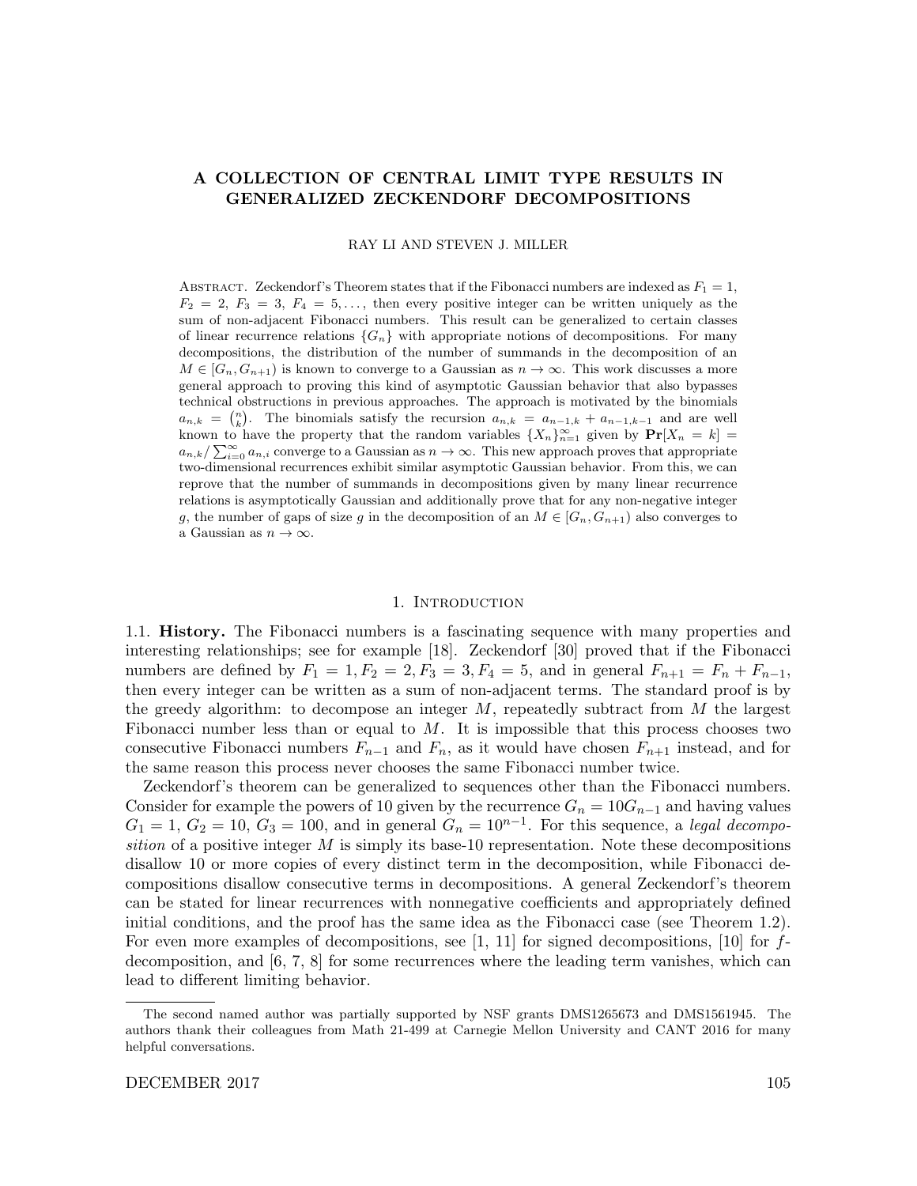# A COLLECTION OF CENTRAL LIMIT TYPE RESULTS IN GENERALIZED ZECKENDORF DECOMPOSITIONS

RAY LI AND STEVEN J. MILLER

Abstract. Zeckendorf's Theorem states that if the Fibonacci numbers are indexed as $F_1 = 1$, $F_2 = 2$, $F_3 = 3$, $F_4 = 5, \ldots$, then every positive integer can be written uniquely as the sum of non-adjacent Fibonacci numbers. This result can be generalized to certain classes of linear recurrence relations $\{G_n\}$ with appropriate notions of decompositions. For many decompositions, the distribution of the number of summands in the decomposition of an $M \in [G_n, G_{n+1})$ is known to converge to a Gaussian as $n \to \infty$. This work discusses a more general approach to proving this kind of asymptotic Gaussian behavior that also bypasses technical obstructions in previous approaches. The approach is motivated by the binomials $a_{n,k} = \binom{n}{k}$. The binomials satisfy the recursion $a_{n,k} = a_{n-1,k} + a_{n-1,k-1}$ and are well known to have the property that the random variables $\{X_n\}_{n=1}^{\infty}$ given by $\mathbf{Pr}[X_n = k] = a_{n,k}/\sum_{i=0}^{\infty} a_{n,i}$ converge to a Gaussian as $n \to \infty$. This new approach proves that appropriate two-dimensional recurrences exhibit similar asymptotic Gaussian behavior. From this, we can reprove that the number of summands in decompositions given by many linear recurrence relations is asymptotically Gaussian and additionally prove that for any non-negative integer $g$, the number of gaps of size $g$ in the decomposition of an $M \in [G_n, G_{n+1})$ also converges to a Gaussian as $n \to \infty$.

## 1. Introduction

**1.1. History.** The Fibonacci numbers is a fascinating sequence with many properties and interesting relationships; see for example [18]. Zeckendorf [30] proved that if the Fibonacci numbers are defined by $F_1 = 1, F_2 = 2, F_3 = 3, F_4 = 5$, and in general $F_{n+1} = F_n + F_{n-1}$, then every integer can be written as a sum of non-adjacent terms. The standard proof is by the greedy algorithm: to decompose an integer $M$, repeatedly subtract from $M$ the largest Fibonacci number less than or equal to $M$. It is impossible that this process chooses two consecutive Fibonacci numbers $F_{n-1}$ and $F_n$, as it would have chosen $F_{n+1}$ instead, and for the same reason this process never chooses the same Fibonacci number twice.

Zeckendorf's theorem can be generalized to sequences other than the Fibonacci numbers. Consider for example the powers of 10 given by the recurrence $G_n = 10G_{n-1}$ and having values $G_1 = 1$, $G_2 = 10$, $G_3 = 100$, and in general $G_n = 10^{n-1}$. For this sequence, a *legal decomposition* of a positive integer $M$ is simply its base-10 representation. Note these decompositions disallow 10 or more copies of every distinct term in the decomposition, while Fibonacci decompositions disallow consecutive terms in decompositions. A general Zeckendorf's theorem can be stated for linear recurrences with nonnegative coefficients and appropriately defined initial conditions, and the proof has the same idea as the Fibonacci case (see Theorem 1.2). For even more examples of decompositions, see [1, 11] for signed decompositions, [10] for $f$-decomposition, and [6, 7, 8] for some recurrences where the leading term vanishes, which can lead to different limiting behavior.

The second named author was partially supported by NSF grants DMS1265673 and DMS1561945. The authors thank their colleagues from Math 21-499 at Carnegie Mellon University and CANT 2016 for many helpful conversations.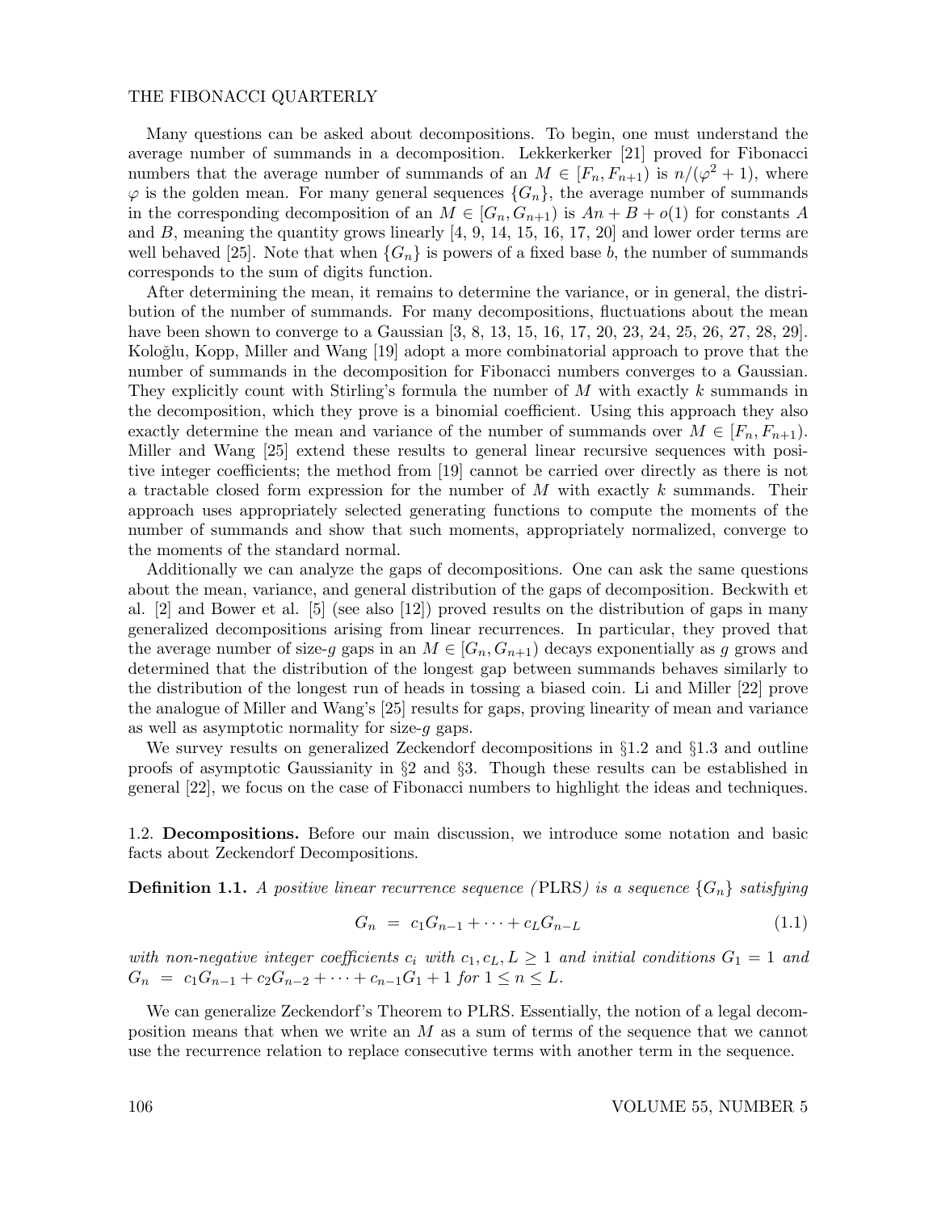Many questions can be asked about decompositions. To begin, one must understand the average number of summands in a decomposition. Lekkerkerker [21] proved for Fibonacci numbers that the average number of summands of an $M \in [F_n, F_{n+1})$ is $n/(\varphi^2+1)$, where $\varphi$ is the golden mean. For many general sequences $\{G_n\}$, the average number of summands in the corresponding decomposition of an $M \in [G_n, G_{n+1})$ is $An + B + o(1)$ for constants $A$ and $B$, meaning the quantity grows linearly [4, 9, 14, 15, 16, 17, 20] and lower order terms are well behaved [25]. Note that when $\{G_n\}$ is powers of a fixed base $b$, the number of summands corresponds to the sum of digits function.

After determining the mean, it remains to determine the variance, or in general, the distribution of the number of summands. For many decompositions, fluctuations about the mean have been shown to converge to a Gaussian [3, 8, 13, 15, 16, 17, 20, 23, 24, 25, 26, 27, 28, 29]. Koloğlu, Kopp, Miller and Wang [19] adopt a more combinatorial approach to prove that the number of summands in the decomposition for Fibonacci numbers converges to a Gaussian. They explicitly count with Stirling's formula the number of $M$ with exactly $k$ summands in the decomposition, which they prove is a binomial coefficient. Using this approach they also exactly determine the mean and variance of the number of summands over $M \in [F_n, F_{n+1})$. Miller and Wang [25] extend these results to general linear recursive sequences with positive integer coefficients; the method from [19] cannot be carried over directly as there is not a tractable closed form expression for the number of $M$ with exactly $k$ summands. Their approach uses appropriately selected generating functions to compute the moments of the number of summands and show that such moments, appropriately normalized, converge to the moments of the standard normal.

Additionally we can analyze the gaps of decompositions. One can ask the same questions about the mean, variance, and general distribution of the gaps of decomposition. Beckwith et al. [2] and Bower et al. [5] (see also [12]) proved results on the distribution of gaps in many generalized decompositions arising from linear recurrences. In particular, they proved that the average number of size-$g$ gaps in an $M \in [G_n, G_{n+1})$ decays exponentially as $g$ grows and determined that the distribution of the longest gap between summands behaves similarly to the distribution of the longest run of heads in tossing a biased coin. Li and Miller [22] prove the analogue of Miller and Wang's [25] results for gaps, proving linearity of mean and variance as well as asymptotic normality for size-$g$ gaps.

We survey results on generalized Zeckendorf decompositions in §1.2 and §1.3 and outline proofs of asymptotic Gaussianity in §2 and §3. Though these results can be established in general [22], we focus on the case of Fibonacci numbers to highlight the ideas and techniques.

1.2. **Decompositions.** Before our main discussion, we introduce some notation and basic facts about Zeckendorf Decompositions.

**Definition 1.1.** *A positive linear recurrence sequence (*PLRS*) is a sequence $\{G_n\}$ satisfying*

$$G_n \ = \ c_1 G_{n-1} + \cdots + c_L G_{n-L} \tag{1.1}$$

*with non-negative integer coefficients $c_i$ with $c_1, c_L, L \geq 1$ and initial conditions $G_1 = 1$ and $G_n \ = \ c_1 G_{n-1} + c_2 G_{n-2} + \cdots + c_{n-1} G_1 + 1$ for $1 \leq n \leq L$.*

We can generalize Zeckendorf's Theorem to PLRS. Essentially, the notion of a legal decomposition means that when we write an $M$ as a sum of terms of the sequence that we cannot use the recurrence relation to replace consecutive terms with another term in the sequence.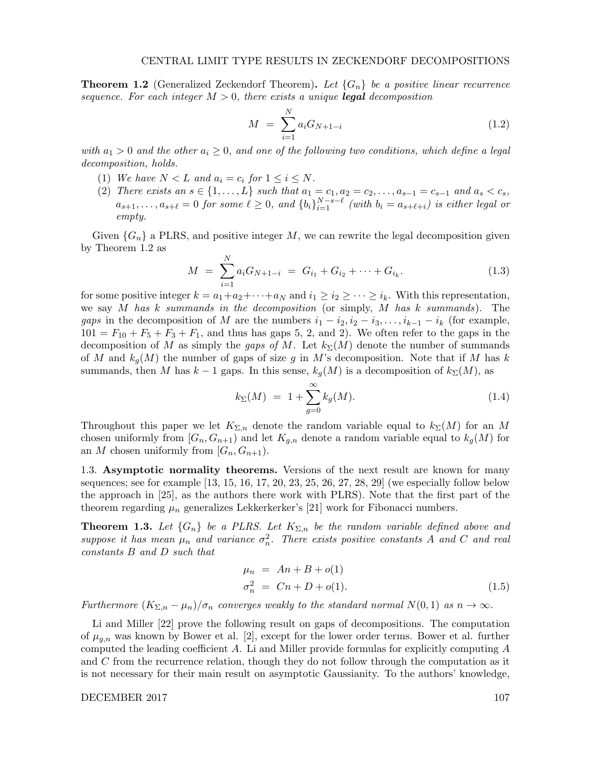**Theorem 1.2** (Generalized Zeckendorf Theorem)**.** *Let $\{G_n\}$ be a positive linear recurrence sequence. For each integer $M > 0$, there exists a unique* ***legal*** *decomposition*

$$M \;=\; \sum_{i=1}^{N} a_i G_{N+1-i} \tag{1.2}$$

*with $a_1 > 0$ and the other $a_i \geq 0$, and one of the following two conditions, which define a legal decomposition, holds.*

1. *We have $N < L$ and $a_i = c_i$ for $1 \leq i \leq N$.*
2. *There exists an $s \in \{1, \ldots, L\}$ such that $a_1 = c_1, a_2 = c_2, \ldots, a_{s-1} = c_{s-1}$ and $a_s < c_s$, $a_{s+1}, \ldots, a_{s+\ell} = 0$ for some $\ell \geq 0$, and $\{b_i\}_{i=1}^{N-s-\ell}$ (with $b_i = a_{s+\ell+i}$) is either legal or empty.*

Given $\{G_n\}$ a PLRS, and positive integer $M$, we can rewrite the legal decomposition given by Theorem 1.2 as

$$M \;=\; \sum_{i=1}^{N} a_i G_{N+1-i} \;=\; G_{i_1} + G_{i_2} + \cdots + G_{i_k}. \tag{1.3}$$

for some positive integer $k = a_1 + a_2 + \cdots + a_N$ and $i_1 \geq i_2 \geq \cdots \geq i_k$. With this representation, we say $M$ *has $k$ summands in the decomposition* (or simply, *$M$ has $k$ summands*). The *gaps* in the decomposition of $M$ are the numbers $i_1 - i_2, i_2 - i_3, \ldots, i_{k-1} - i_k$ (for example, $101 = F_{10} + F_5 + F_3 + F_1$, and thus has gaps 5, 2, and 2). We often refer to the gaps in the decomposition of $M$ as simply the *gaps of $M$*. Let $k_\Sigma(M)$ denote the number of summands of $M$ and $k_g(M)$ the number of gaps of size $g$ in $M$'s decomposition. Note that if $M$ has $k$ summands, then $M$ has $k-1$ gaps. In this sense, $k_g(M)$ is a decomposition of $k_\Sigma(M)$, as

$$k_\Sigma(M) \;=\; 1 + \sum_{g=0}^{\infty} k_g(M). \tag{1.4}$$

Throughout this paper we let $K_{\Sigma,n}$ denote the random variable equal to $k_\Sigma(M)$ for an $M$ chosen uniformly from $[G_n, G_{n+1})$ and let $K_{g,n}$ denote a random variable equal to $k_g(M)$ for an $M$ chosen uniformly from $[G_n, G_{n+1})$.

### 1.3. Asymptotic normality theorems.

Versions of the next result are known for many sequences; see for example [13, 15, 16, 17, 20, 23, 25, 26, 27, 28, 29] (we especially follow below the approach in [25], as the authors there work with PLRS). Note that the first part of the theorem regarding $\mu_n$ generalizes Lekkerkerker's [21] work for Fibonacci numbers.

**Theorem 1.3.** *Let $\{G_n\}$ be a PLRS. Let $K_{\Sigma,n}$ be the random variable defined above and suppose it has mean $\mu_n$ and variance $\sigma_n^2$. There exists positive constants $A$ and $C$ and real constants $B$ and $D$ such that*

$$\begin{aligned} \mu_n \;&=\; An + B + o(1) \\ \sigma_n^2 \;&=\; Cn + D + o(1). \end{aligned} \tag{1.5}$$

*Furthermore $(K_{\Sigma,n} - \mu_n)/\sigma_n$ converges weakly to the standard normal $N(0,1)$ as $n \to \infty$.*

Li and Miller [22] prove the following result on gaps of decompositions. The computation of $\mu_{g,n}$ was known by Bower et al. [2], except for the lower order terms. Bower et al. further computed the leading coefficient $A$. Li and Miller provide formulas for explicitly computing $A$ and $C$ from the recurrence relation, though they do not follow through the computation as it is not necessary for their main result on asymptotic Gaussianity. To the authors' knowledge,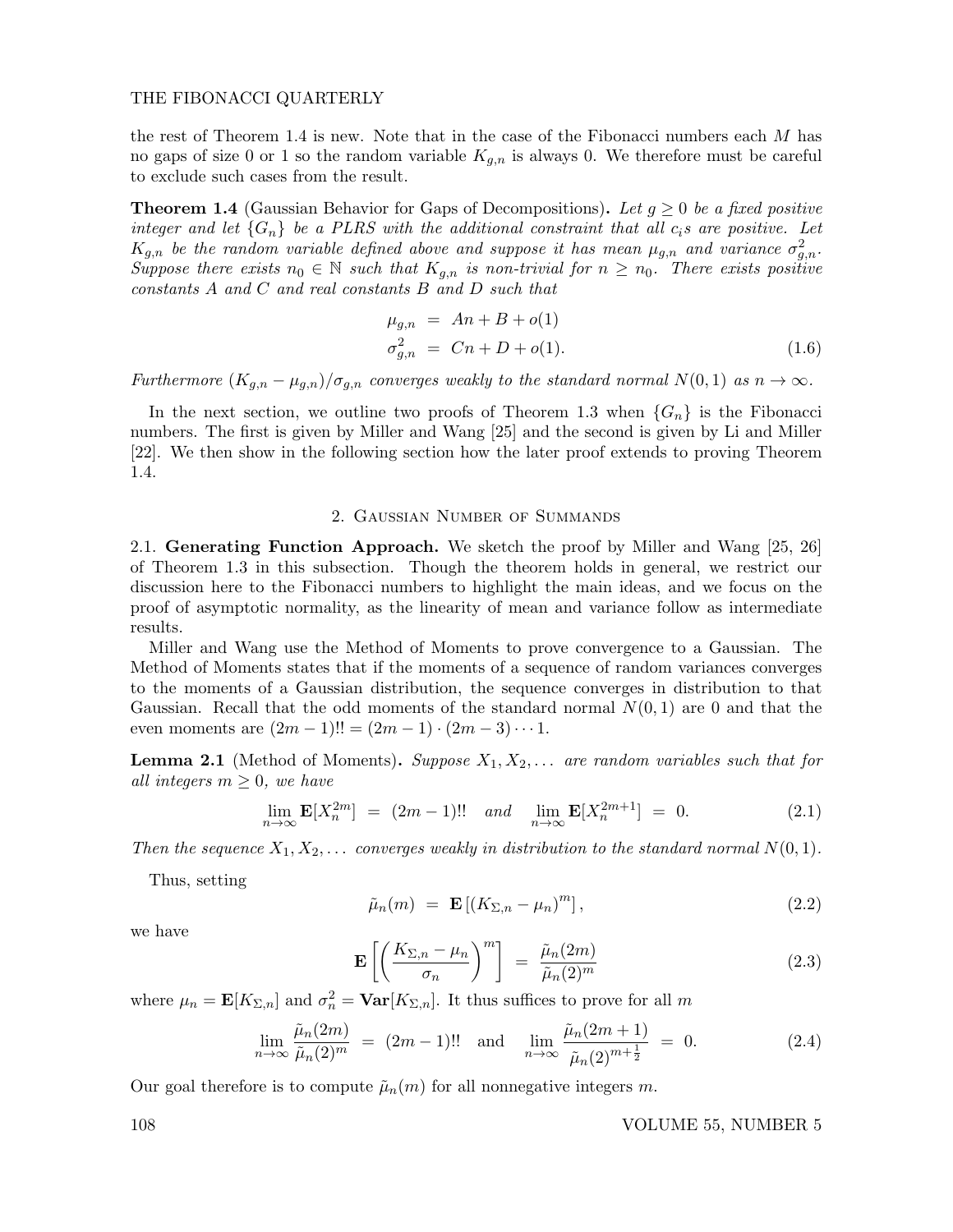the rest of Theorem 1.4 is new. Note that in the case of the Fibonacci numbers each $M$ has no gaps of size 0 or 1 so the random variable $K_{g,n}$ is always 0. We therefore must be careful to exclude such cases from the result.

**Theorem 1.4** (Gaussian Behavior for Gaps of Decompositions)**.** *Let $g \geq 0$ be a fixed positive integer and let $\{G_n\}$ be a PLRS with the additional constraint that all $c_i$s are positive. Let $K_{g,n}$ be the random variable defined above and suppose it has mean $\mu_{g,n}$ and variance $\sigma^2_{g,n}$. Suppose there exists $n_0 \in \mathbb{N}$ such that $K_{g,n}$ is non-trivial for $n \geq n_0$. There exists positive constants $A$ and $C$ and real constants $B$ and $D$ such that*

$$\begin{aligned} \mu_{g,n} &= An + B + o(1) \\ \sigma^2_{g,n} &= Cn + D + o(1). \end{aligned} \tag{1.6}$$

*Furthermore $(K_{g,n} - \mu_{g,n})/\sigma_{g,n}$ converges weakly to the standard normal $N(0,1)$ as $n \to \infty$.*

In the next section, we outline two proofs of Theorem 1.3 when $\{G_n\}$ is the Fibonacci numbers. The first is given by Miller and Wang [25] and the second is given by Li and Miller [22]. We then show in the following section how the later proof extends to proving Theorem 1.4.

## 2. Gaussian Number of Summands

2.1. **Generating Function Approach.** We sketch the proof by Miller and Wang [25, 26] of Theorem 1.3 in this subsection. Though the theorem holds in general, we restrict our discussion here to the Fibonacci numbers to highlight the main ideas, and we focus on the proof of asymptotic normality, as the linearity of mean and variance follow as intermediate results.

Miller and Wang use the Method of Moments to prove convergence to a Gaussian. The Method of Moments states that if the moments of a sequence of random variances converges to the moments of a Gaussian distribution, the sequence converges in distribution to that Gaussian. Recall that the odd moments of the standard normal $N(0,1)$ are 0 and that the even moments are $(2m-1)!! = (2m-1)\cdot(2m-3)\cdots 1$.

**Lemma 2.1** (Method of Moments)**.** *Suppose $X_1, X_2, \ldots$ are random variables such that for all integers $m \geq 0$, we have*

$$\lim_{n\to\infty} \mathbf{E}[X_n^{2m}] \ = \ (2m-1)!! \quad \text{and} \quad \lim_{n\to\infty} \mathbf{E}[X_n^{2m+1}] \ = \ 0. \tag{2.1}$$

*Then the sequence $X_1, X_2, \ldots$ converges weakly in distribution to the standard normal $N(0,1)$.*

Thus, setting

$$\tilde{\mu}_n(m) \ = \ \mathbf{E}\left[(K_{\Sigma,n} - \mu_n)^m\right], \tag{2.2}$$

we have

$$\mathbf{E}\left[\left(\frac{K_{\Sigma,n} - \mu_n}{\sigma_n}\right)^m\right] \ = \ \frac{\tilde{\mu}_n(2m)}{\tilde{\mu}_n(2)^m} \tag{2.3}$$

where $\mu_n = \mathbf{E}[K_{\Sigma,n}]$ and $\sigma_n^2 = \mathbf{Var}[K_{\Sigma,n}]$. It thus suffices to prove for all $m$

$$\lim_{n\to\infty} \frac{\tilde{\mu}_n(2m)}{\tilde{\mu}_n(2)^m} \ = \ (2m-1)!! \quad \text{and} \quad \lim_{n\to\infty} \frac{\tilde{\mu}_n(2m+1)}{\tilde{\mu}_n(2)^{m+\frac{1}{2}}} \ = \ 0. \tag{2.4}$$

Our goal therefore is to compute $\tilde{\mu}_n(m)$ for all nonnegative integers $m$.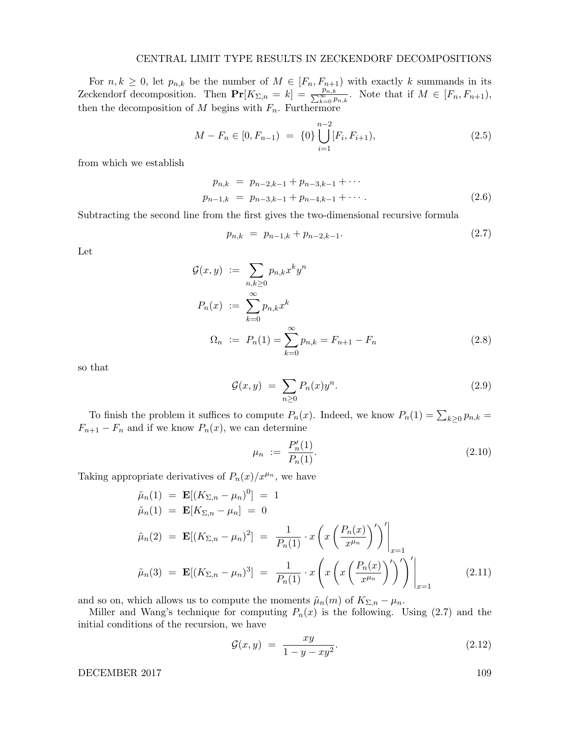For $n, k \geq 0$, let $p_{n,k}$ be the number of $M \in [F_n, F_{n+1})$ with exactly $k$ summands in its Zeckendorf decomposition. Then $\mathbf{Pr}[K_{\Sigma,n} = k] = \frac{p_{n,k}}{\sum_{k=0}^{\infty} p_{n,k}}$. Note that if $M \in [F_n, F_{n+1})$, then the decomposition of $M$ begins with $F_n$. Furthermore

$$M - F_n \in [0, F_{n-1}) \ = \ \{0\} \bigcup_{i=1}^{n-2} [F_i, F_{i+1}), \tag{2.5}$$

from which we establish

$$\begin{aligned} p_{n,k} \ &= \ p_{n-2,k-1} + p_{n-3,k-1} + \cdots \\ p_{n-1,k} \ &= \ p_{n-3,k-1} + p_{n-4,k-1} + \cdots . \end{aligned} \tag{2.6}$$

Subtracting the second line from the first gives the two-dimensional recursive formula

$$p_{n,k} \ = \ p_{n-1,k} + p_{n-2,k-1}. \tag{2.7}$$

Let

$$\begin{aligned} \mathcal{G}(x,y) \ &:= \ \sum_{n,k \geq 0} p_{n,k} x^k y^n \\ P_n(x) \ &:= \ \sum_{k=0}^{\infty} p_{n,k} x^k \\ \Omega_n \ &:= \ P_n(1) = \sum_{k=0}^{\infty} p_{n,k} = F_{n+1} - F_n \end{aligned} \tag{2.8}$$

so that

$$\mathcal{G}(x,y) \ = \ \sum_{n \geq 0} P_n(x) y^n. \tag{2.9}$$

To finish the problem it suffices to compute $P_n(x)$. Indeed, we know $P_n(1) = \sum_{k \geq 0} p_{n,k} = F_{n+1} - F_n$ and if we know $P_n(x)$, we can determine

$$\mu_n \ := \ \frac{P_n'(1)}{P_n(1)}. \tag{2.10}$$

Taking appropriate derivatives of $P_n(x)/x^{\mu_n}$, we have

$$\begin{aligned} \tilde{\mu}_n(1) \ &= \ \mathbf{E}[(K_{\Sigma,n} - \mu_n)^0] \ = \ 1 \\ \tilde{\mu}_n(1) \ &= \ \mathbf{E}[K_{\Sigma,n} - \mu_n] \ = \ 0 \\ \tilde{\mu}_n(2) \ &= \ \mathbf{E}[(K_{\Sigma,n} - \mu_n)^2] \ = \ \frac{1}{P_n(1)} \cdot x \left( x \left( \frac{P_n(x)}{x^{\mu_n}} \right)' \right)' \Bigg|_{x=1} \\ \tilde{\mu}_n(3) \ &= \ \mathbf{E}[(K_{\Sigma,n} - \mu_n)^3] \ = \ \frac{1}{P_n(1)} \cdot x \left( x \left( x \left( \frac{P_n(x)}{x^{\mu_n}} \right)' \right)' \right)' \Bigg|_{x=1} \end{aligned} \tag{2.11}$$

and so on, which allows us to compute the moments $\tilde{\mu}_n(m)$ of $K_{\Sigma,n} - \mu_n$.

Miller and Wang's technique for computing $P_n(x)$ is the following. Using (2.7) and the initial conditions of the recursion, we have

$$\mathcal{G}(x,y) \ = \ \frac{xy}{1 - y - xy^2}. \tag{2.12}$$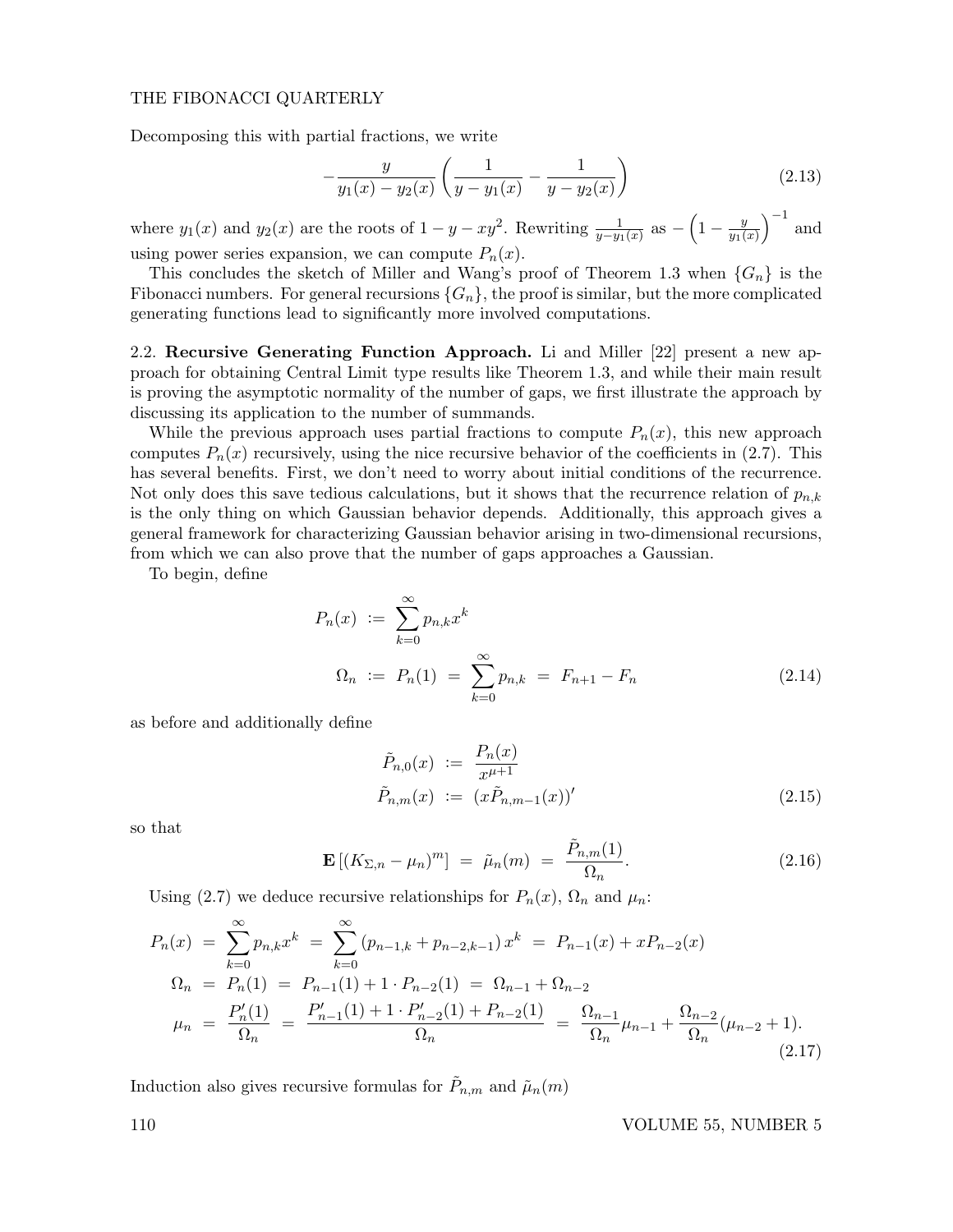Decomposing this with partial fractions, we write

$$-\frac{y}{y_1(x) - y_2(x)} \left( \frac{1}{y - y_1(x)} - \frac{1}{y - y_2(x)} \right) \tag{2.13}$$

where $y_1(x)$ and $y_2(x)$ are the roots of $1 - y - xy^2$. Rewriting $\frac{1}{y - y_1(x)}$ as $-\left(1 - \frac{y}{y_1(x)}\right)^{-1}$ and using power series expansion, we can compute $P_n(x)$.

This concludes the sketch of Miller and Wang's proof of Theorem 1.3 when $\{G_n\}$ is the Fibonacci numbers. For general recursions $\{G_n\}$, the proof is similar, but the more complicated generating functions lead to significantly more involved computations.

2.2. **Recursive Generating Function Approach.** Li and Miller [22] present a new approach for obtaining Central Limit type results like Theorem 1.3, and while their main result is proving the asymptotic normality of the number of gaps, we first illustrate the approach by discussing its application to the number of summands.

While the previous approach uses partial fractions to compute $P_n(x)$, this new approach computes $P_n(x)$ recursively, using the nice recursive behavior of the coefficients in (2.7). This has several benefits. First, we don't need to worry about initial conditions of the recurrence. Not only does this save tedious calculations, but it shows that the recurrence relation of $p_{n,k}$ is the only thing on which Gaussian behavior depends. Additionally, this approach gives a general framework for characterizing Gaussian behavior arising in two-dimensional recursions, from which we can also prove that the number of gaps approaches a Gaussian.

To begin, define

$$\begin{aligned} P_n(x) \; &:= \; \sum_{k=0}^{\infty} p_{n,k} x^k \\ \Omega_n \; &:= \; P_n(1) \; = \; \sum_{k=0}^{\infty} p_{n,k} \; = \; F_{n+1} - F_n \end{aligned} \tag{2.14}$$

as before and additionally define

$$\begin{aligned} \tilde{P}_{n,0}(x) \; &:= \; \frac{P_n(x)}{x^{\mu+1}} \\ \tilde{P}_{n,m}(x) \; &:= \; (x\tilde{P}_{n,m-1}(x))' \end{aligned} \tag{2.15}$$

so that

$$\mathbf{E}\left[(K_{\Sigma,n} - \mu_n)^m\right] \; = \; \tilde{\mu}_n(m) \; = \; \frac{\tilde{P}_{n,m}(1)}{\Omega_n}. \tag{2.16}$$

Using (2.7) we deduce recursive relationships for $P_n(x)$, $\Omega_n$ and $\mu_n$:

$$\begin{aligned} P_n(x) \; &= \; \sum_{k=0}^{\infty} p_{n,k} x^k \; = \; \sum_{k=0}^{\infty} \left(p_{n-1,k} + p_{n-2,k-1}\right) x^k \; = \; P_{n-1}(x) + x P_{n-2}(x) \\ \Omega_n \; &= \; P_n(1) \; = \; P_{n-1}(1) + 1 \cdot P_{n-2}(1) \; = \; \Omega_{n-1} + \Omega_{n-2} \\ \mu_n \; &= \; \frac{P_n'(1)}{\Omega_n} \; = \; \frac{P_{n-1}'(1) + 1 \cdot P_{n-2}'(1) + P_{n-2}(1)}{\Omega_n} \; = \; \frac{\Omega_{n-1}}{\Omega_n}\mu_{n-1} + \frac{\Omega_{n-2}}{\Omega_n}(\mu_{n-2} + 1). \end{aligned} \tag{2.17}$$

Induction also gives recursive formulas for $\tilde{P}_{n,m}$ and $\tilde{\mu}_n(m)$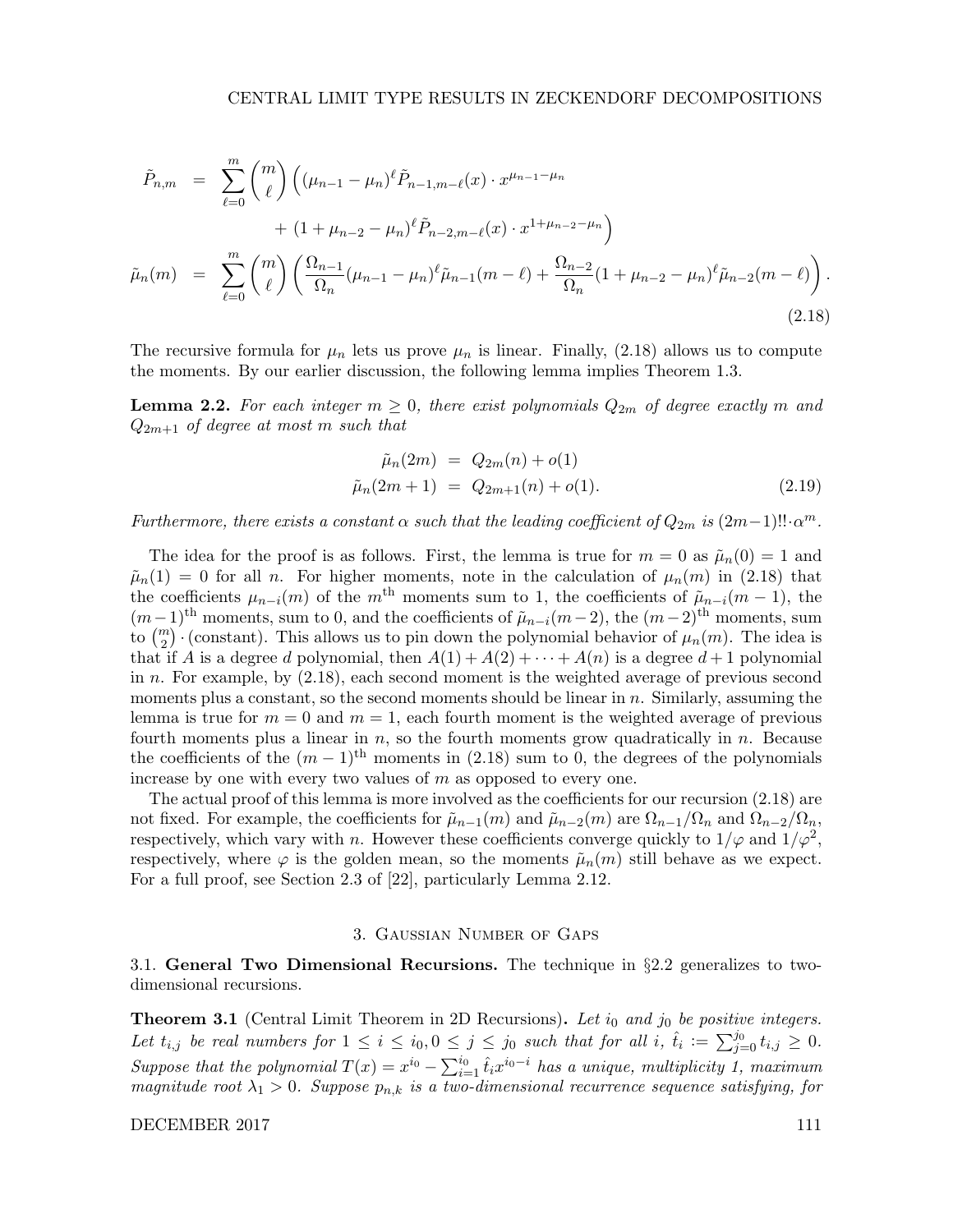$$
\begin{aligned}
\tilde{P}_{n,m} &= \sum_{\ell=0}^{m} \binom{m}{\ell} \Big( (\mu_{n-1} - \mu_n)^{\ell} \tilde{P}_{n-1,m-\ell}(x) \cdot x^{\mu_{n-1}-\mu_n} \\
&\qquad + (1 + \mu_{n-2} - \mu_n)^{\ell} \tilde{P}_{n-2,m-\ell}(x) \cdot x^{1+\mu_{n-2}-\mu_n} \Big) \\
\tilde{\mu}_n(m) &= \sum_{\ell=0}^{m} \binom{m}{\ell} \left( \frac{\Omega_{n-1}}{\Omega_n} (\mu_{n-1} - \mu_n)^{\ell} \tilde{\mu}_{n-1}(m-\ell) + \frac{\Omega_{n-2}}{\Omega_n} (1 + \mu_{n-2} - \mu_n)^{\ell} \tilde{\mu}_{n-2}(m-\ell) \right).
\end{aligned}
\tag{2.18}
$$

The recursive formula for $\mu_n$ lets us prove $\mu_n$ is linear. Finally, (2.18) allows us to compute the moments. By our earlier discussion, the following lemma implies Theorem 1.3.

**Lemma 2.2.** *For each integer $m \geq 0$, there exist polynomials $Q_{2m}$ of degree exactly $m$ and $Q_{2m+1}$ of degree at most $m$ such that*

$$
\begin{aligned}
\tilde{\mu}_n(2m) &= Q_{2m}(n) + o(1) \\
\tilde{\mu}_n(2m+1) &= Q_{2m+1}(n) + o(1).
\end{aligned}
\tag{2.19}
$$

*Furthermore, there exists a constant $\alpha$ such that the leading coefficient of $Q_{2m}$ is $(2m-1)!! \cdot \alpha^m$.*

The idea for the proof is as follows. First, the lemma is true for $m = 0$ as $\tilde{\mu}_n(0) = 1$ and $\tilde{\mu}_n(1) = 0$ for all $n$. For higher moments, note in the calculation of $\mu_n(m)$ in (2.18) that the coefficients $\mu_{n-i}(m)$ of the $m^{\text{th}}$ moments sum to 1, the coefficients of $\tilde{\mu}_{n-i}(m-1)$, the $(m-1)^{\text{th}}$ moments, sum to 0, and the coefficients of $\tilde{\mu}_{n-i}(m-2)$, the $(m-2)^{\text{th}}$ moments, sum to $\binom{m}{2} \cdot$ (constant). This allows us to pin down the polynomial behavior of $\mu_n(m)$. The idea is that if $A$ is a degree $d$ polynomial, then $A(1) + A(2) + \cdots + A(n)$ is a degree $d+1$ polynomial in $n$. For example, by (2.18), each second moment is the weighted average of previous second moments plus a constant, so the second moments should be linear in $n$. Similarly, assuming the lemma is true for $m = 0$ and $m = 1$, each fourth moment is the weighted average of previous fourth moments plus a linear in $n$, so the fourth moments grow quadratically in $n$. Because the coefficients of the $(m-1)^{\text{th}}$ moments in (2.18) sum to 0, the degrees of the polynomials increase by one with every two values of $m$ as opposed to every one.

The actual proof of this lemma is more involved as the coefficients for our recursion (2.18) are not fixed. For example, the coefficients for $\tilde{\mu}_{n-1}(m)$ and $\tilde{\mu}_{n-2}(m)$ are $\Omega_{n-1}/\Omega_n$ and $\Omega_{n-2}/\Omega_n$, respectively, which vary with $n$. However these coefficients converge quickly to $1/\varphi$ and $1/\varphi^2$, respectively, where $\varphi$ is the golden mean, so the moments $\tilde{\mu}_n(m)$ still behave as we expect. For a full proof, see Section 2.3 of [22], particularly Lemma 2.12.

## 3. Gaussian Number of Gaps

### 3.1. General Two Dimensional Recursions.

The technique in §2.2 generalizes to two-dimensional recursions.

**Theorem 3.1** (Central Limit Theorem in 2D Recursions)**.** *Let $i_0$ and $j_0$ be positive integers. Let $t_{i,j}$ be real numbers for $1 \leq i \leq i_0, 0 \leq j \leq j_0$ such that for all $i$, $\hat{t}_i := \sum_{j=0}^{j_0} t_{i,j} \geq 0$. Suppose that the polynomial $T(x) = x^{i_0} - \sum_{i=1}^{i_0} \hat{t}_i x^{i_0-i}$ has a unique, multiplicity 1, maximum magnitude root $\lambda_1 > 0$. Suppose $p_{n,k}$ is a two-dimensional recurrence sequence satisfying, for*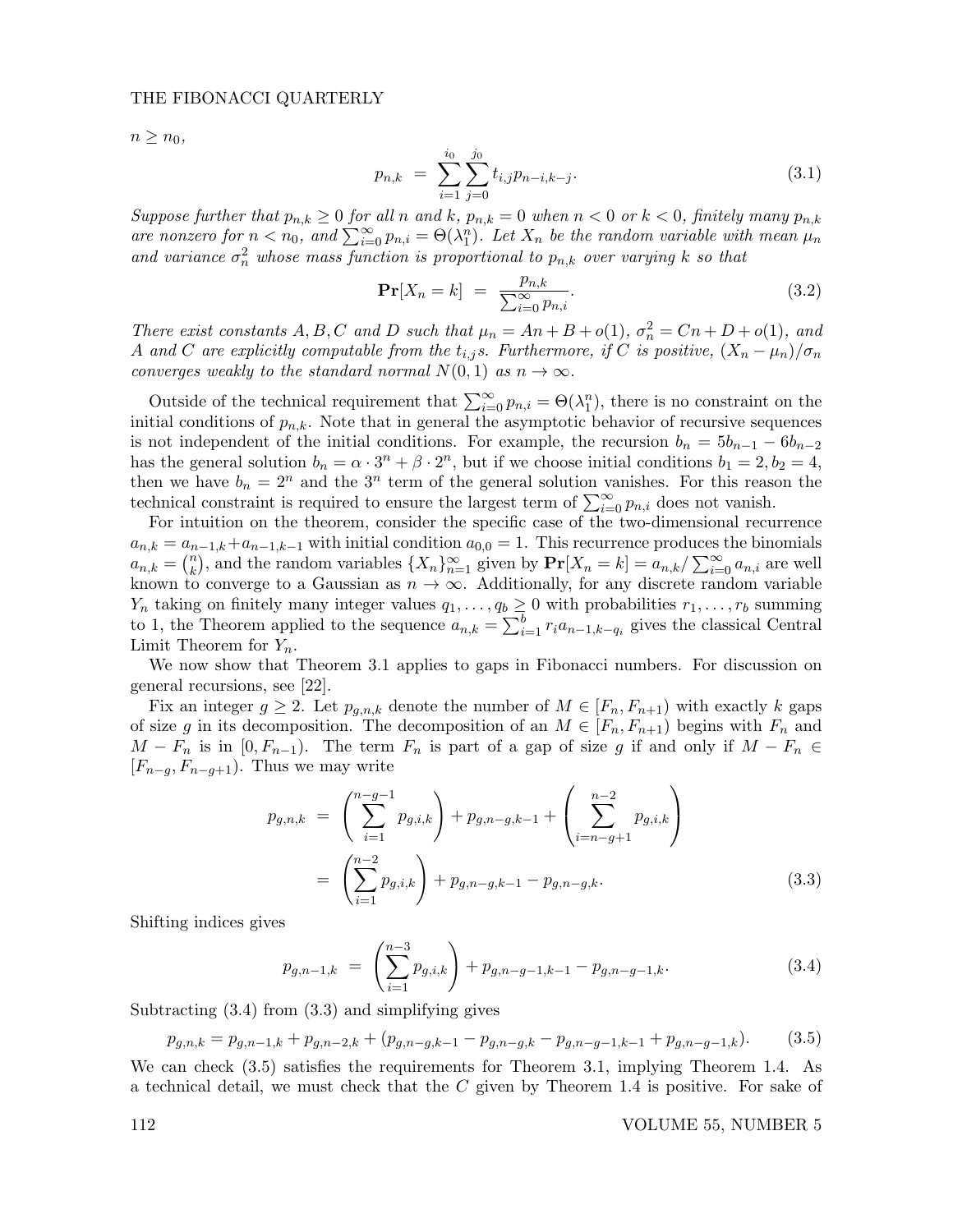$n \geq n_0$,

$$p_{n,k} \;=\; \sum_{i=1}^{i_0}\sum_{j=0}^{j_0} t_{i,j}p_{n-i,k-j}. \tag{3.1}$$

*Suppose further that $p_{n,k} \geq 0$ for all $n$ and $k$, $p_{n,k} = 0$ when $n < 0$ or $k < 0$, finitely many $p_{n,k}$ are nonzero for $n < n_0$, and $\sum_{i=0}^{\infty} p_{n,i} = \Theta(\lambda_1^n)$. Let $X_n$ be the random variable with mean $\mu_n$ and variance $\sigma_n^2$ whose mass function is proportional to $p_{n,k}$ over varying $k$ so that*

$$\mathbf{Pr}[X_n = k] \;=\; \frac{p_{n,k}}{\sum_{i=0}^{\infty} p_{n,i}}. \tag{3.2}$$

*There exist constants $A, B, C$ and $D$ such that $\mu_n = An + B + o(1)$, $\sigma_n^2 = Cn + D + o(1)$, and $A$ and $C$ are explicitly computable from the $t_{i,j}$s. Furthermore, if $C$ is positive, $(X_n - \mu_n)/\sigma_n$ converges weakly to the standard normal $N(0,1)$ as $n \to \infty$.*

Outside of the technical requirement that $\sum_{i=0}^{\infty} p_{n,i} = \Theta(\lambda_1^n)$, there is no constraint on the initial conditions of $p_{n,k}$. Note that in general the asymptotic behavior of recursive sequences is not independent of the initial conditions. For example, the recursion $b_n = 5b_{n-1} - 6b_{n-2}$ has the general solution $b_n = \alpha \cdot 3^n + \beta \cdot 2^n$, but if we choose initial conditions $b_1 = 2, b_2 = 4$, then we have $b_n = 2^n$ and the $3^n$ term of the general solution vanishes. For this reason the technical constraint is required to ensure the largest term of $\sum_{i=0}^{\infty} p_{n,i}$ does not vanish.

For intuition on the theorem, consider the specific case of the two-dimensional recurrence $a_{n,k} = a_{n-1,k} + a_{n-1,k-1}$ with initial condition $a_{0,0} = 1$. This recurrence produces the binomials $a_{n,k} = \binom{n}{k}$, and the random variables $\{X_n\}_{n=1}^{\infty}$ given by $\mathbf{Pr}[X_n = k] = a_{n,k}/\sum_{i=0}^{\infty} a_{n,i}$ are well known to converge to a Gaussian as $n \to \infty$. Additionally, for any discrete random variable $Y_n$ taking on finitely many integer values $q_1, \dots, q_b \geq 0$ with probabilities $r_1, \dots, r_b$ summing to 1, the Theorem applied to the sequence $a_{n,k} = \sum_{i=1}^{b} r_i a_{n-1,k-q_i}$ gives the classical Central Limit Theorem for $Y_n$.

We now show that Theorem 3.1 applies to gaps in Fibonacci numbers. For discussion on general recursions, see [22].

Fix an integer $g \geq 2$. Let $p_{g,n,k}$ denote the number of $M \in [F_n, F_{n+1})$ with exactly $k$ gaps of size $g$ in its decomposition. The decomposition of an $M \in [F_n, F_{n+1})$ begins with $F_n$ and $M - F_n$ is in $[0, F_{n-1})$. The term $F_n$ is part of a gap of size $g$ if and only if $M - F_n \in [F_{n-g}, F_{n-g+1})$. Thus we may write

$$\begin{aligned} p_{g,n,k} \;&=\; \left(\sum_{i=1}^{n-g-1} p_{g,i,k}\right) + p_{g,n-g,k-1} + \left(\sum_{i=n-g+1}^{n-2} p_{g,i,k}\right) \\ &=\; \left(\sum_{i=1}^{n-2} p_{g,i,k}\right) + p_{g,n-g,k-1} - p_{g,n-g,k}. \end{aligned} \tag{3.3}$$

Shifting indices gives

$$p_{g,n-1,k} \;=\; \left(\sum_{i=1}^{n-3} p_{g,i,k}\right) + p_{g,n-g-1,k-1} - p_{g,n-g-1,k}. \tag{3.4}$$

Subtracting (3.4) from (3.3) and simplifying gives

$$p_{g,n,k} = p_{g,n-1,k} + p_{g,n-2,k} + (p_{g,n-g,k-1} - p_{g,n-g,k} - p_{g,n-g-1,k-1} + p_{g,n-g-1,k}). \tag{3.5}$$

We can check (3.5) satisfies the requirements for Theorem 3.1, implying Theorem 1.4. As a technical detail, we must check that the $C$ given by Theorem 1.4 is positive. For sake of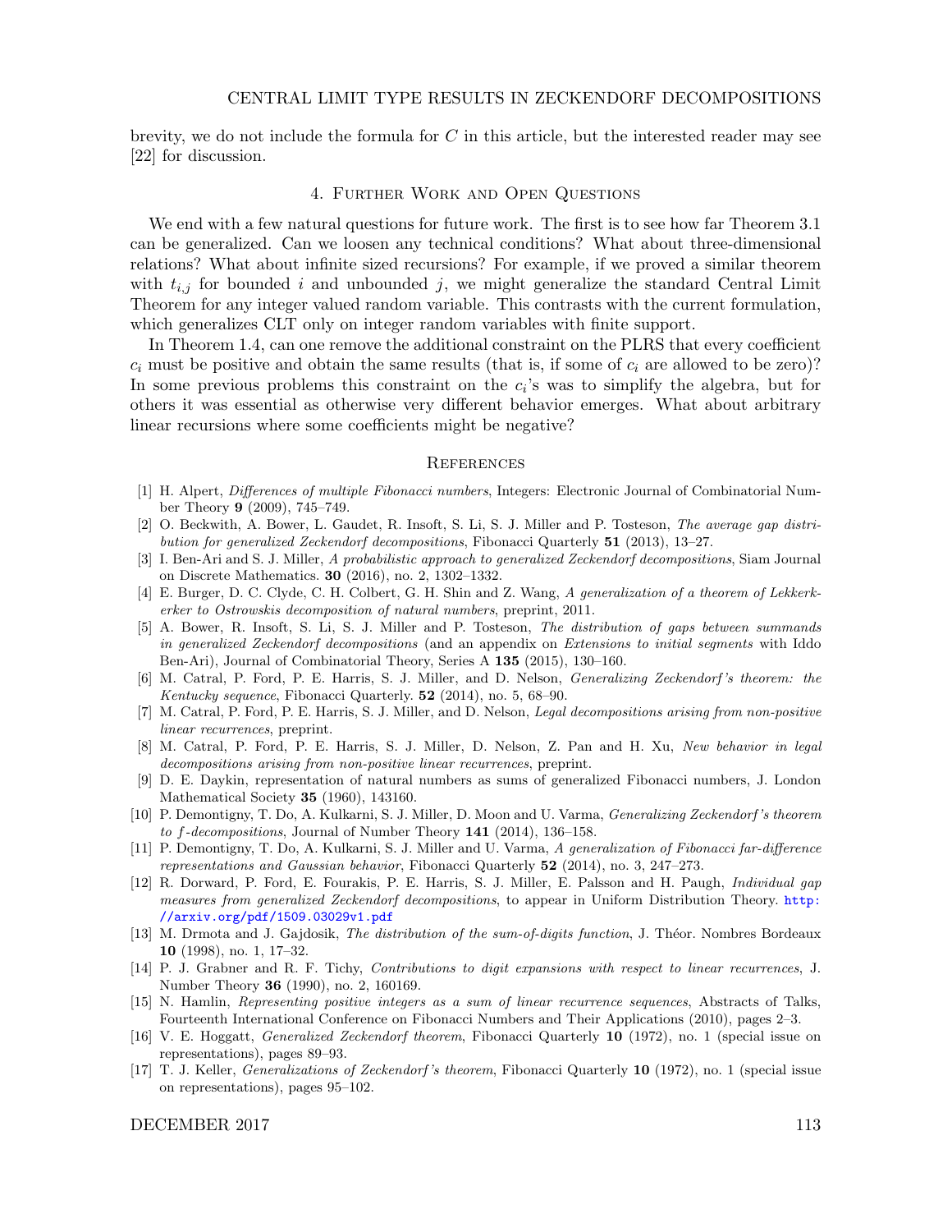brevity, we do not include the formula for $C$ in this article, but the interested reader may see [22] for discussion.

## 4. Further Work and Open Questions

We end with a few natural questions for future work. The first is to see how far Theorem 3.1 can be generalized. Can we loosen any technical conditions? What about three-dimensional relations? What about infinite sized recursions? For example, if we proved a similar theorem with $t_{i,j}$ for bounded $i$ and unbounded $j$, we might generalize the standard Central Limit Theorem for any integer valued random variable. This contrasts with the current formulation, which generalizes CLT only on integer random variables with finite support.

In Theorem 1.4, can one remove the additional constraint on the PLRS that every coefficient $c_i$ must be positive and obtain the same results (that is, if some of $c_i$ are allowed to be zero)? In some previous problems this constraint on the $c_i$'s was to simplify the algebra, but for others it was essential as otherwise very different behavior emerges. What about arbitrary linear recursions where some coefficients might be negative?

## References

[1] H. Alpert, *Differences of multiple Fibonacci numbers*, Integers: Electronic Journal of Combinatorial Number Theory **9** (2009), 745–749.

[2] O. Beckwith, A. Bower, L. Gaudet, R. Insoft, S. Li, S. J. Miller and P. Tosteson, *The average gap distribution for generalized Zeckendorf decompositions*, Fibonacci Quarterly **51** (2013), 13–27.

[3] I. Ben-Ari and S. J. Miller, *A probabilistic approach to generalized Zeckendorf decompositions*, Siam Journal on Discrete Mathematics. **30** (2016), no. 2, 1302–1332.

[4] E. Burger, D. C. Clyde, C. H. Colbert, G. H. Shin and Z. Wang, *A generalization of a theorem of Lekkerkerker to Ostrowskis decomposition of natural numbers*, preprint, 2011.

[5] A. Bower, R. Insoft, S. Li, S. J. Miller and P. Tosteson, *The distribution of gaps between summands in generalized Zeckendorf decompositions* (and an appendix on *Extensions to initial segments* with Iddo Ben-Ari), Journal of Combinatorial Theory, Series A **135** (2015), 130–160.

[6] M. Catral, P. Ford, P. E. Harris, S. J. Miller, and D. Nelson, *Generalizing Zeckendorf's theorem: the Kentucky sequence*, Fibonacci Quarterly. **52** (2014), no. 5, 68–90.

[7] M. Catral, P. Ford, P. E. Harris, S. J. Miller, and D. Nelson, *Legal decompositions arising from non-positive linear recurrences*, preprint.

[8] M. Catral, P. Ford, P. E. Harris, S. J. Miller, D. Nelson, Z. Pan and H. Xu, *New behavior in legal decompositions arising from non-positive linear recurrences*, preprint.

[9] D. E. Daykin, representation of natural numbers as sums of generalized Fibonacci numbers, J. London Mathematical Society **35** (1960), 143160.

[10] P. Demontigny, T. Do, A. Kulkarni, S. J. Miller, D. Moon and U. Varma, *Generalizing Zeckendorf's theorem to f-decompositions*, Journal of Number Theory **141** (2014), 136–158.

[11] P. Demontigny, T. Do, A. Kulkarni, S. J. Miller and U. Varma, *A generalization of Fibonacci far-difference representations and Gaussian behavior*, Fibonacci Quarterly **52** (2014), no. 3, 247–273.

[12] R. Dorward, P. Ford, E. Fourakis, P. E. Harris, S. J. Miller, E. Palsson and H. Paugh, *Individual gap measures from generalized Zeckendorf decompositions*, to appear in Uniform Distribution Theory. http://arxiv.org/pdf/1509.03029v1.pdf

[13] M. Drmota and J. Gajdosik, *The distribution of the sum-of-digits function*, J. Théor. Nombres Bordeaux **10** (1998), no. 1, 17–32.

[14] P. J. Grabner and R. F. Tichy, *Contributions to digit expansions with respect to linear recurrences*, J. Number Theory **36** (1990), no. 2, 160169.

[15] N. Hamlin, *Representing positive integers as a sum of linear recurrence sequences*, Abstracts of Talks, Fourteenth International Conference on Fibonacci Numbers and Their Applications (2010), pages 2–3.

[16] V. E. Hoggatt, *Generalized Zeckendorf theorem*, Fibonacci Quarterly **10** (1972), no. 1 (special issue on representations), pages 89–93.

[17] T. J. Keller, *Generalizations of Zeckendorf's theorem*, Fibonacci Quarterly **10** (1972), no. 1 (special issue on representations), pages 95–102.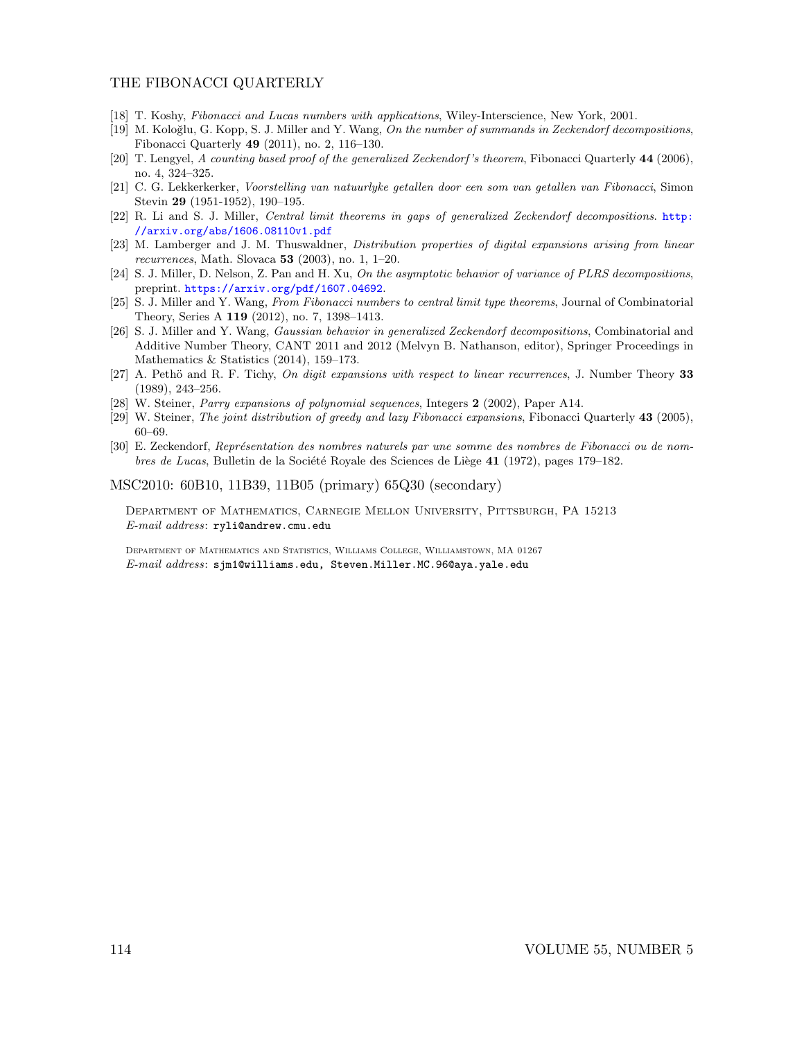[18] T. Koshy, *Fibonacci and Lucas numbers with applications*, Wiley-Interscience, New York, 2001.

[19] M. Koloğlu, G. Kopp, S. J. Miller and Y. Wang, *On the number of summands in Zeckendorf decompositions*, Fibonacci Quarterly **49** (2011), no. 2, 116–130.

[20] T. Lengyel, *A counting based proof of the generalized Zeckendorf's theorem*, Fibonacci Quarterly **44** (2006), no. 4, 324–325.

[21] C. G. Lekkerkerker, *Voorstelling van natuurlyke getallen door een som van getallen van Fibonacci*, Simon Stevin **29** (1951-1952), 190–195.

[22] R. Li and S. J. Miller, *Central limit theorems in gaps of generalized Zeckendorf decompositions.* http://arxiv.org/abs/1606.08110v1.pdf

[23] M. Lamberger and J. M. Thuswaldner, *Distribution properties of digital expansions arising from linear recurrences*, Math. Slovaca **53** (2003), no. 1, 1–20.

[24] S. J. Miller, D. Nelson, Z. Pan and H. Xu, *On the asymptotic behavior of variance of PLRS decompositions*, preprint. https://arxiv.org/pdf/1607.04692.

[25] S. J. Miller and Y. Wang, *From Fibonacci numbers to central limit type theorems*, Journal of Combinatorial Theory, Series A **119** (2012), no. 7, 1398–1413.

[26] S. J. Miller and Y. Wang, *Gaussian behavior in generalized Zeckendorf decompositions*, Combinatorial and Additive Number Theory, CANT 2011 and 2012 (Melvyn B. Nathanson, editor), Springer Proceedings in Mathematics & Statistics (2014), 159–173.

[27] A. Pethö and R. F. Tichy, *On digit expansions with respect to linear recurrences*, J. Number Theory **33** (1989), 243–256.

[28] W. Steiner, *Parry expansions of polynomial sequences*, Integers **2** (2002), Paper A14.

[29] W. Steiner, *The joint distribution of greedy and lazy Fibonacci expansions*, Fibonacci Quarterly **43** (2005), 60–69.

[30] E. Zeckendorf, *Représentation des nombres naturels par une somme des nombres de Fibonacci ou de nombres de Lucas*, Bulletin de la Société Royale des Sciences de Liège **41** (1972), pages 179–182.

MSC2010: 60B10, 11B39, 11B05 (primary) 65Q30 (secondary)

Department of Mathematics, Carnegie Mellon University, Pittsburgh, PA 15213
*E-mail address*: ryli@andrew.cmu.edu

Department of Mathematics and Statistics, Williams College, Williamstown, MA 01267
*E-mail address*: sjm1@williams.edu, Steven.Miller.MC.96@aya.yale.edu